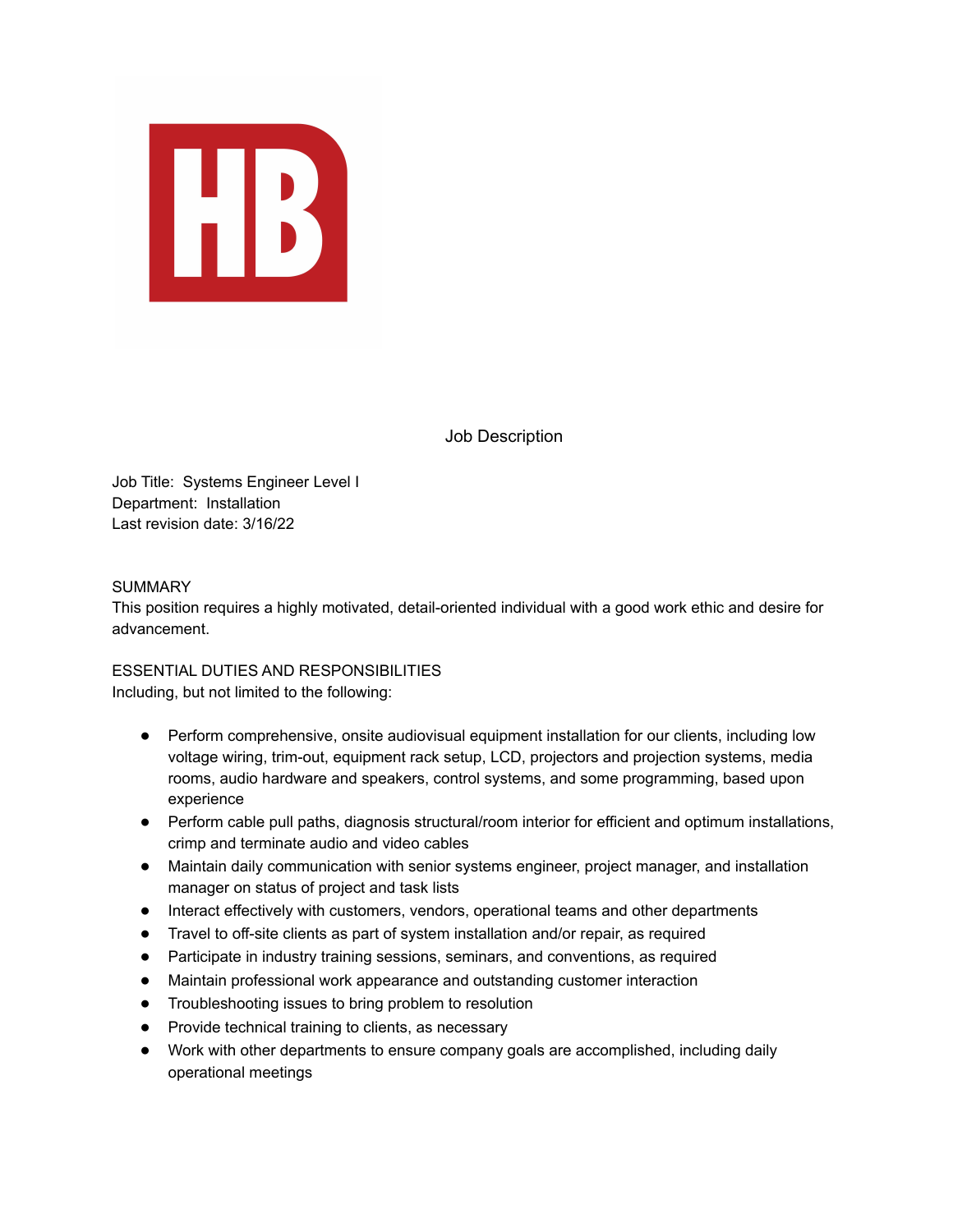# Job Description

Job Title: Systems Engineer Level I
Department: Installation
Last revision date: 3/16/22

## SUMMARY

This position requires a highly motivated, detail-oriented individual with a good work ethic and desire for advancement.

## ESSENTIAL DUTIES AND RESPONSIBILITIES

Including, but not limited to the following:

- Perform comprehensive, onsite audiovisual equipment installation for our clients, including low voltage wiring, trim-out, equipment rack setup, LCD, projectors and projection systems, media rooms, audio hardware and speakers, control systems, and some programming, based upon experience
- Perform cable pull paths, diagnosis structural/room interior for efficient and optimum installations, crimp and terminate audio and video cables
- Maintain daily communication with senior systems engineer, project manager, and installation manager on status of project and task lists
- Interact effectively with customers, vendors, operational teams and other departments
- Travel to off-site clients as part of system installation and/or repair, as required
- Participate in industry training sessions, seminars, and conventions, as required
- Maintain professional work appearance and outstanding customer interaction
- Troubleshooting issues to bring problem to resolution
- Provide technical training to clients, as necessary
- Work with other departments to ensure company goals are accomplished, including daily operational meetings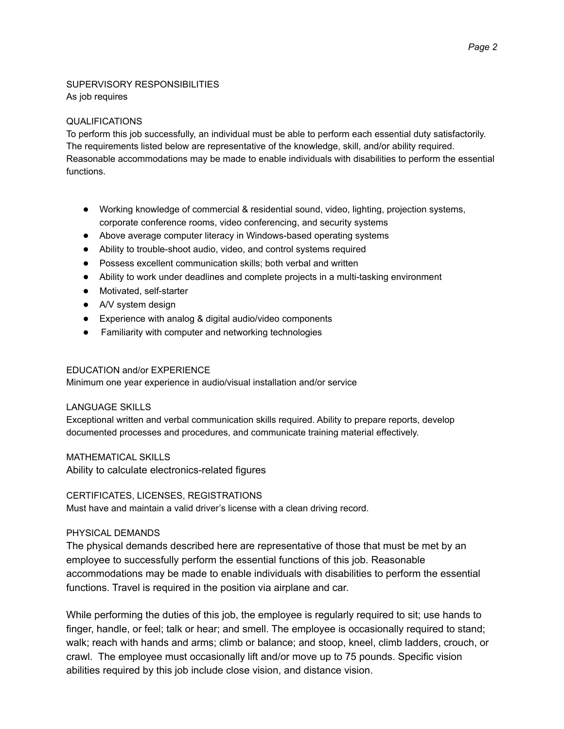## SUPERVISORY RESPONSIBILITIES

As job requires

## QUALIFICATIONS

To perform this job successfully, an individual must be able to perform each essential duty satisfactorily. The requirements listed below are representative of the knowledge, skill, and/or ability required. Reasonable accommodations may be made to enable individuals with disabilities to perform the essential functions.

- Working knowledge of commercial & residential sound, video, lighting, projection systems, corporate conference rooms, video conferencing, and security systems
- Above average computer literacy in Windows-based operating systems
- Ability to trouble-shoot audio, video, and control systems required
- Possess excellent communication skills; both verbal and written
- Ability to work under deadlines and complete projects in a multi-tasking environment
- Motivated, self-starter
- A/V system design
- Experience with analog & digital audio/video components
- Familiarity with computer and networking technologies

## EDUCATION and/or EXPERIENCE

Minimum one year experience in audio/visual installation and/or service

## LANGUAGE SKILLS

Exceptional written and verbal communication skills required. Ability to prepare reports, develop documented processes and procedures, and communicate training material effectively.

## MATHEMATICAL SKILLS

Ability to calculate electronics-related figures

## CERTIFICATES, LICENSES, REGISTRATIONS

Must have and maintain a valid driver's license with a clean driving record.

## PHYSICAL DEMANDS

The physical demands described here are representative of those that must be met by an employee to successfully perform the essential functions of this job. Reasonable accommodations may be made to enable individuals with disabilities to perform the essential functions. Travel is required in the position via airplane and car.

While performing the duties of this job, the employee is regularly required to sit; use hands to finger, handle, or feel; talk or hear; and smell. The employee is occasionally required to stand; walk; reach with hands and arms; climb or balance; and stoop, kneel, climb ladders, crouch, or crawl. The employee must occasionally lift and/or move up to 75 pounds. Specific vision abilities required by this job include close vision, and distance vision.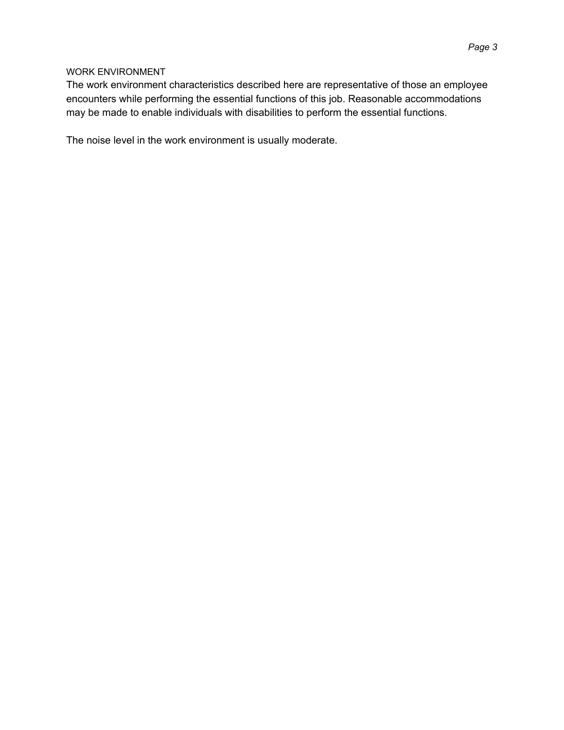## WORK ENVIRONMENT

The work environment characteristics described here are representative of those an employee encounters while performing the essential functions of this job. Reasonable accommodations may be made to enable individuals with disabilities to perform the essential functions.

The noise level in the work environment is usually moderate.